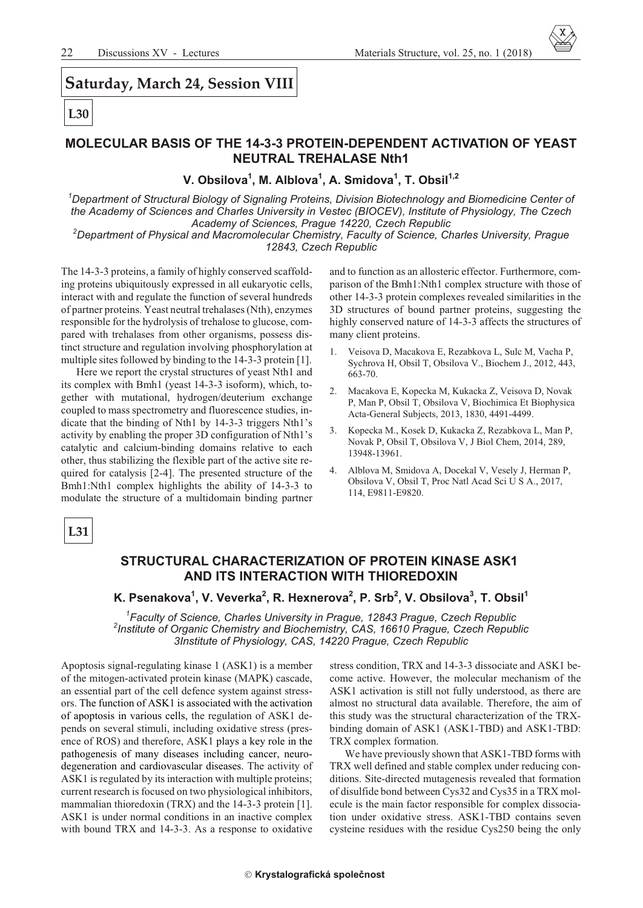# Saturday, March 24, Session VIII

**L30**

## MOLECULAR BASIS OF THE 14-3-3 PROTEIN-DEPENDENT ACTIVATION OF YEAST NEUTRAL TREHALASE Nth1

**V. Obsilova[1], M. Alblova[1], A. Smidova[1], T. Obsil[1,2]**

*[1]Department of Structural Biology of Signaling Proteins, Division Biotechnology and Biomedicine Center of the Academy of Sciences and Charles University in Vestec (BIOCEV), Institute of Physiology, The Czech Academy of Sciences, Prague 14220, Czech Republic*
*[2]Department of Physical and Macromolecular Chemistry, Faculty of Science, Charles University, Prague 12843, Czech Republic*

The 14-3-3 proteins, a family of highly conserved scaffolding proteins ubiquitously expressed in all eukaryotic cells, interact with and regulate the function of several hundreds of partner proteins. Yeast neutral trehalases (Nth), enzymes responsible for the hydrolysis of trehalose to glucose, compared with trehalases from other organisms, possess distinct structure and regulation involving phosphorylation at multiple sites followed by binding to the 14-3-3 protein [1].

Here we report the crystal structures of yeast Nth1 and its complex with Bmh1 (yeast 14-3-3 isoform), which, together with mutational, hydrogen/deuterium exchange coupled to mass spectrometry and fluorescence studies, indicate that the binding of Nth1 by 14-3-3 triggers Nth1's activity by enabling the proper 3D configuration of Nth1's catalytic and calcium-binding domains relative to each other, thus stabilizing the flexible part of the active site required for catalysis [2-4]. The presented structure of the Bmh1:Nth1 complex highlights the ability of 14-3-3 to modulate the structure of a multidomain binding partner and to function as an allosteric effector. Furthermore, comparison of the Bmh1:Nth1 complex structure with those of other 14-3-3 protein complexes revealed similarities in the 3D structures of bound partner proteins, suggesting the highly conserved nature of 14-3-3 affects the structures of many client proteins.

1. Veisova D, Macakova E, Rezabkova L, Sulc M, Vacha P, Sychrova H, Obsil T, Obsilova V., Biochem J., 2012, 443, 663-70.
2. Macakova E, Kopecka M, Kukacka Z, Veisova D, Novak P, Man P, Obsil T, Obsilova V, Biochimica Et Biophysica Acta-General Subjects, 2013, 1830, 4491-4499.
3. Kopecka M., Kosek D, Kukacka Z, Rezabkova L, Man P, Novak P, Obsil T, Obsilova V, J Biol Chem, 2014, 289, 13948-13961.
4. Alblova M, Smidova A, Docekal V, Vesely J, Herman P, Obsilova V, Obsil T, Proc Natl Acad Sci U S A., 2017, 114, E9811-E9820.

**L31**

## STRUCTURAL CHARACTERIZATION OF PROTEIN KINASE ASK1 AND ITS INTERACTION WITH THIOREDOXIN

**K. Psenakova[1], V. Veverka[2], R. Hexnerova[2], P. Srb[2], V. Obsilova[3], T. Obsil[1]**

*[1]Faculty of Science, Charles University in Prague, 12843 Prague, Czech Republic*
*[2]Institute of Organic Chemistry and Biochemistry, CAS, 16610 Prague, Czech Republic*
*3Institute of Physiology, CAS, 14220 Prague, Czech Republic*

Apoptosis signal-regulating kinase 1 (ASK1) is a member of the mitogen-activated protein kinase (MAPK) cascade, an essential part of the cell defence system against stressors. The function of ASK1 is associated with the activation of apoptosis in various cells, the regulation of ASK1 depends on several stimuli, including oxidative stress (presence of ROS) and therefore, ASK1 plays a key role in the pathogenesis of many diseases including cancer, neurodegeneration and cardiovascular diseases. The activity of ASK1 is regulated by its interaction with multiple proteins; current research is focused on two physiological inhibitors, mammalian thioredoxin (TRX) and the 14-3-3 protein [1]. ASK1 is under normal conditions in an inactive complex with bound TRX and 14-3-3. As a response to oxidative stress condition, TRX and 14-3-3 dissociate and ASK1 become active. However, the molecular mechanism of the ASK1 activation is still not fully understood, as there are almost no structural data available. Therefore, the aim of this study was the structural characterization of the TRX-binding domain of ASK1 (ASK1-TBD) and ASK1-TBD: TRX complex formation.

We have previously shown that ASK1-TBD forms with TRX well defined and stable complex under reducing conditions. Site-directed mutagenesis revealed that formation of disulfide bond between Cys32 and Cys35 in a TRX molecule is the main factor responsible for complex dissociation under oxidative stress. ASK1-TBD contains seven cysteine residues with the residue Cys250 being the only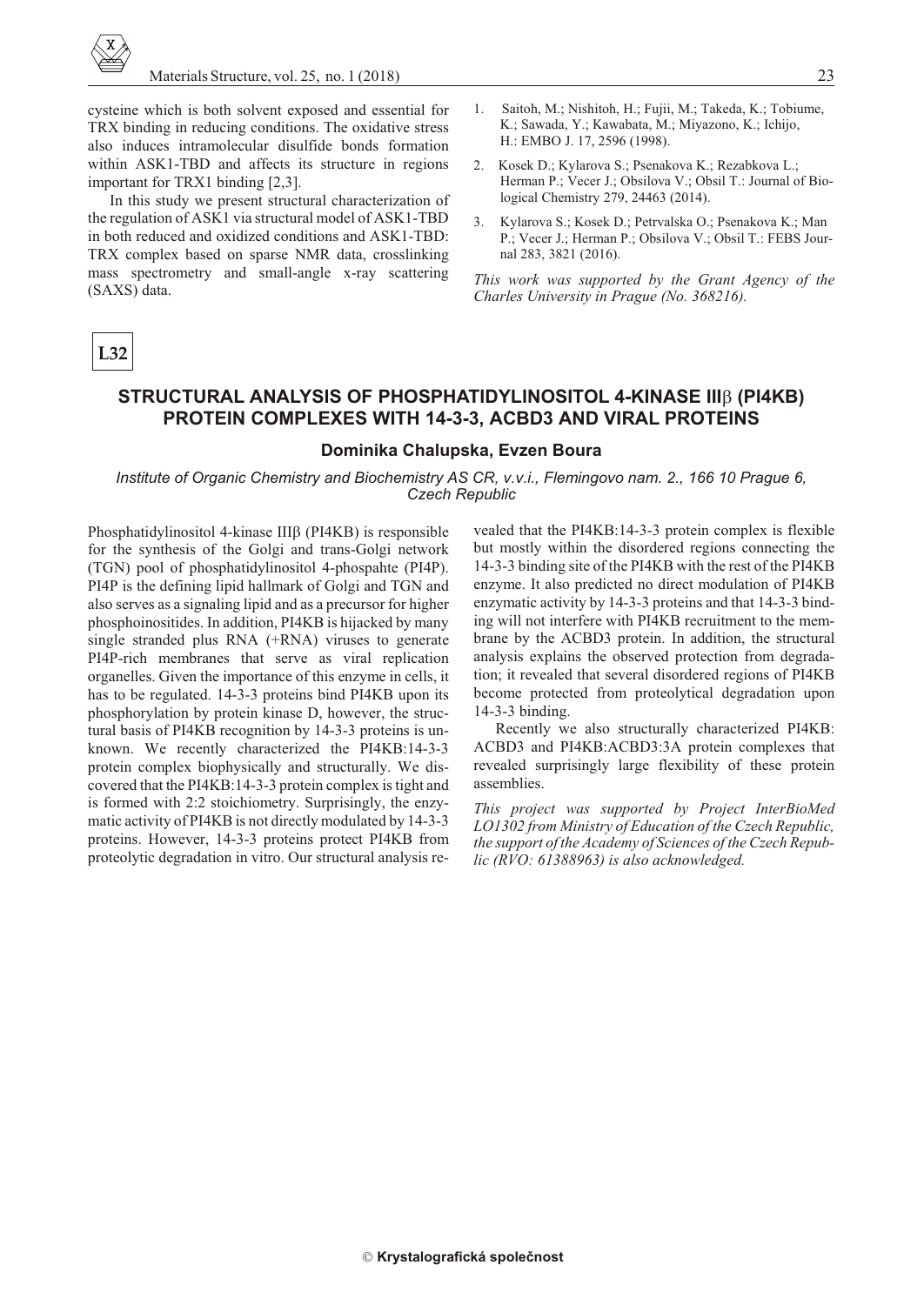cysteine which is both solvent exposed and essential for TRX binding in reducing conditions. The oxidative stress also induces intramolecular disulfide bonds formation within ASK1-TBD and affects its structure in regions important for TRX1 binding [2,3].

In this study we present structural characterization of the regulation of ASK1 via structural model of ASK1-TBD in both reduced and oxidized conditions and ASK1-TBD: TRX complex based on sparse NMR data, crosslinking mass spectrometry and small-angle x-ray scattering (SAXS) data.

1. Saitoh, M.; Nishitoh, H.; Fujii, M.; Takeda, K.; Tobiume, K.; Sawada, Y.; Kawabata, M.; Miyazono, K.; Ichijo, H.: EMBO J. 17, 2596 (1998).
2. Kosek D.; Kylarova S.; Psenakova K.; Rezabkova L.; Herman P.; Vecer J.; Obsilova V.; Obsil T.: Journal of Biological Chemistry 279, 24463 (2014).
3. Kylarova S.; Kosek D.; Petrvalska O.; Psenakova K.; Man P.; Vecer J.; Herman P.; Obsilova V.; Obsil T.: FEBS Journal 283, 3821 (2016).

*This work was supported by the Grant Agency of the Charles University in Prague (No. 368216).*

**L32**

## STRUCTURAL ANALYSIS OF PHOSPHATIDYLINOSITOL 4-KINASE IIIβ (PI4KB) PROTEIN COMPLEXES WITH 14-3-3, ACBD3 AND VIRAL PROTEINS

**Dominika Chalupska, Evzen Boura**

*Institute of Organic Chemistry and Biochemistry AS CR, v.v.i., Flemingovo nam. 2., 166 10 Prague 6, Czech Republic*

Phosphatidylinositol 4-kinase IIIβ (PI4KB) is responsible for the synthesis of the Golgi and trans-Golgi network (TGN) pool of phosphatidylinositol 4-phospahte (PI4P). PI4P is the defining lipid hallmark of Golgi and TGN and also serves as a signaling lipid and as a precursor for higher phosphoinositides. In addition, PI4KB is hijacked by many single stranded plus RNA (+RNA) viruses to generate PI4P-rich membranes that serve as viral replication organelles. Given the importance of this enzyme in cells, it has to be regulated. 14-3-3 proteins bind PI4KB upon its phosphorylation by protein kinase D, however, the structural basis of PI4KB recognition by 14-3-3 proteins is unknown. We recently characterized the PI4KB:14-3-3 protein complex biophysically and structurally. We discovered that the PI4KB:14-3-3 protein complex is tight and is formed with 2:2 stoichiometry. Surprisingly, the enzymatic activity of PI4KB is not directly modulated by 14-3-3 proteins. However, 14-3-3 proteins protect PI4KB from proteolytic degradation in vitro. Our structural analysis revealed that the PI4KB:14-3-3 protein complex is flexible but mostly within the disordered regions connecting the 14-3-3 binding site of the PI4KB with the rest of the PI4KB enzyme. It also predicted no direct modulation of PI4KB enzymatic activity by 14-3-3 proteins and that 14-3-3 binding will not interfere with PI4KB recruitment to the membrane by the ACBD3 protein. In addition, the structural analysis explains the observed protection from degradation; it revealed that several disordered regions of PI4KB become protected from proteolytical degradation upon 14-3-3 binding.

Recently we also structurally characterized PI4KB: ACBD3 and PI4KB:ACBD3:3A protein complexes that revealed surprisingly large flexibility of these protein assemblies.

*This project was supported by Project InterBioMed LO1302 from Ministry of Education of the Czech Republic, the support of the Academy of Sciences of the Czech Republic (RVO: 61388963) is also acknowledged.*